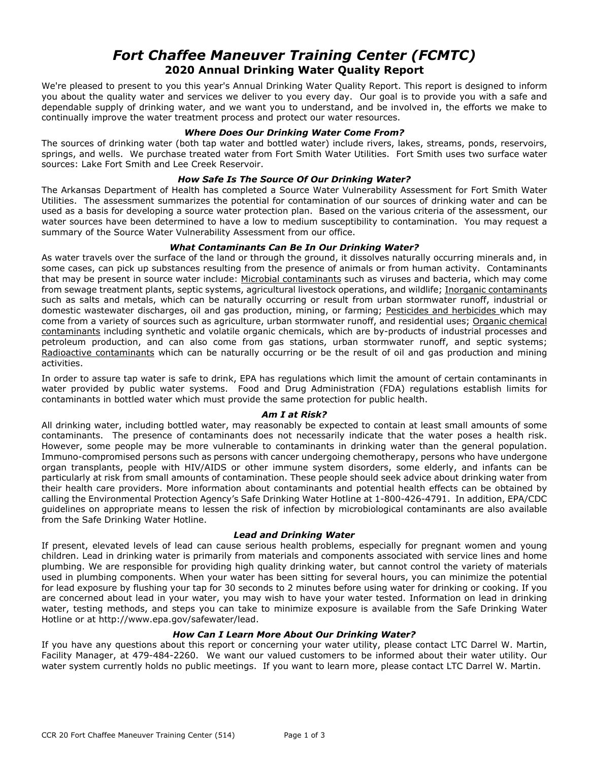# *Fort Chaffee Maneuver Training Center (FCMTC)*

## 2020 Annual Drinking Water Quality Report

We're pleased to present to you this year's Annual Drinking Water Quality Report. This report is designed to inform you about the quality water and services we deliver to you every day. Our goal is to provide you with a safe and dependable supply of drinking water, and we want you to understand, and be involved in, the efforts we make to continually improve the water treatment process and protect our water resources.

### *Where Does Our Drinking Water Come From?*

The sources of drinking water (both tap water and bottled water) include rivers, lakes, streams, ponds, reservoirs, springs, and wells. We purchase treated water from Fort Smith Water Utilities. Fort Smith uses two surface water sources: Lake Fort Smith and Lee Creek Reservoir.

### *How Safe Is The Source Of Our Drinking Water?*

The Arkansas Department of Health has completed a Source Water Vulnerability Assessment for Fort Smith Water Utilities. The assessment summarizes the potential for contamination of our sources of drinking water and can be used as a basis for developing a source water protection plan. Based on the various criteria of the assessment, our water sources have been determined to have a low to medium susceptibility to contamination. You may request a summary of the Source Water Vulnerability Assessment from our office.

### *What Contaminants Can Be In Our Drinking Water?*

As water travels over the surface of the land or through the ground, it dissolves naturally occurring minerals and, in some cases, can pick up substances resulting from the presence of animals or from human activity. Contaminants that may be present in source water include: Microbial contaminants such as viruses and bacteria, which may come from sewage treatment plants, septic systems, agricultural livestock operations, and wildlife; Inorganic contaminants such as salts and metals, which can be naturally occurring or result from urban stormwater runoff, industrial or domestic wastewater discharges, oil and gas production, mining, or farming; Pesticides and herbicides which may come from a variety of sources such as agriculture, urban stormwater runoff, and residential uses; Organic chemical contaminants including synthetic and volatile organic chemicals, which are by-products of industrial processes and petroleum production, and can also come from gas stations, urban stormwater runoff, and septic systems; Radioactive contaminants which can be naturally occurring or be the result of oil and gas production and mining activities.

In order to assure tap water is safe to drink, EPA has regulations which limit the amount of certain contaminants in water provided by public water systems. Food and Drug Administration (FDA) regulations establish limits for contaminants in bottled water which must provide the same protection for public health.

### *Am I at Risk?*

All drinking water, including bottled water, may reasonably be expected to contain at least small amounts of some contaminants. The presence of contaminants does not necessarily indicate that the water poses a health risk. However, some people may be more vulnerable to contaminants in drinking water than the general population. Immuno-compromised persons such as persons with cancer undergoing chemotherapy, persons who have undergone organ transplants, people with HIV/AIDS or other immune system disorders, some elderly, and infants can be particularly at risk from small amounts of contamination. These people should seek advice about drinking water from their health care providers. More information about contaminants and potential health effects can be obtained by calling the Environmental Protection Agency's Safe Drinking Water Hotline at 1-800-426-4791. In addition, EPA/CDC guidelines on appropriate means to lessen the risk of infection by microbiological contaminants are also available from the Safe Drinking Water Hotline.

### *Lead and Drinking Water*

If present, elevated levels of lead can cause serious health problems, especially for pregnant women and young children. Lead in drinking water is primarily from materials and components associated with service lines and home plumbing. We are responsible for providing high quality drinking water, but cannot control the variety of materials used in plumbing components. When your water has been sitting for several hours, you can minimize the potential for lead exposure by flushing your tap for 30 seconds to 2 minutes before using water for drinking or cooking. If you are concerned about lead in your water, you may wish to have your water tested. Information on lead in drinking water, testing methods, and steps you can take to minimize exposure is available from the Safe Drinking Water Hotline or at http://www.epa.gov/safewater/lead.

### *How Can I Learn More About Our Drinking Water?*

If you have any questions about this report or concerning your water utility, please contact LTC Darrel W. Martin, Facility Manager, at 479-484-2260. We want our valued customers to be informed about their water utility. Our water system currently holds no public meetings. If you want to learn more, please contact LTC Darrel W. Martin.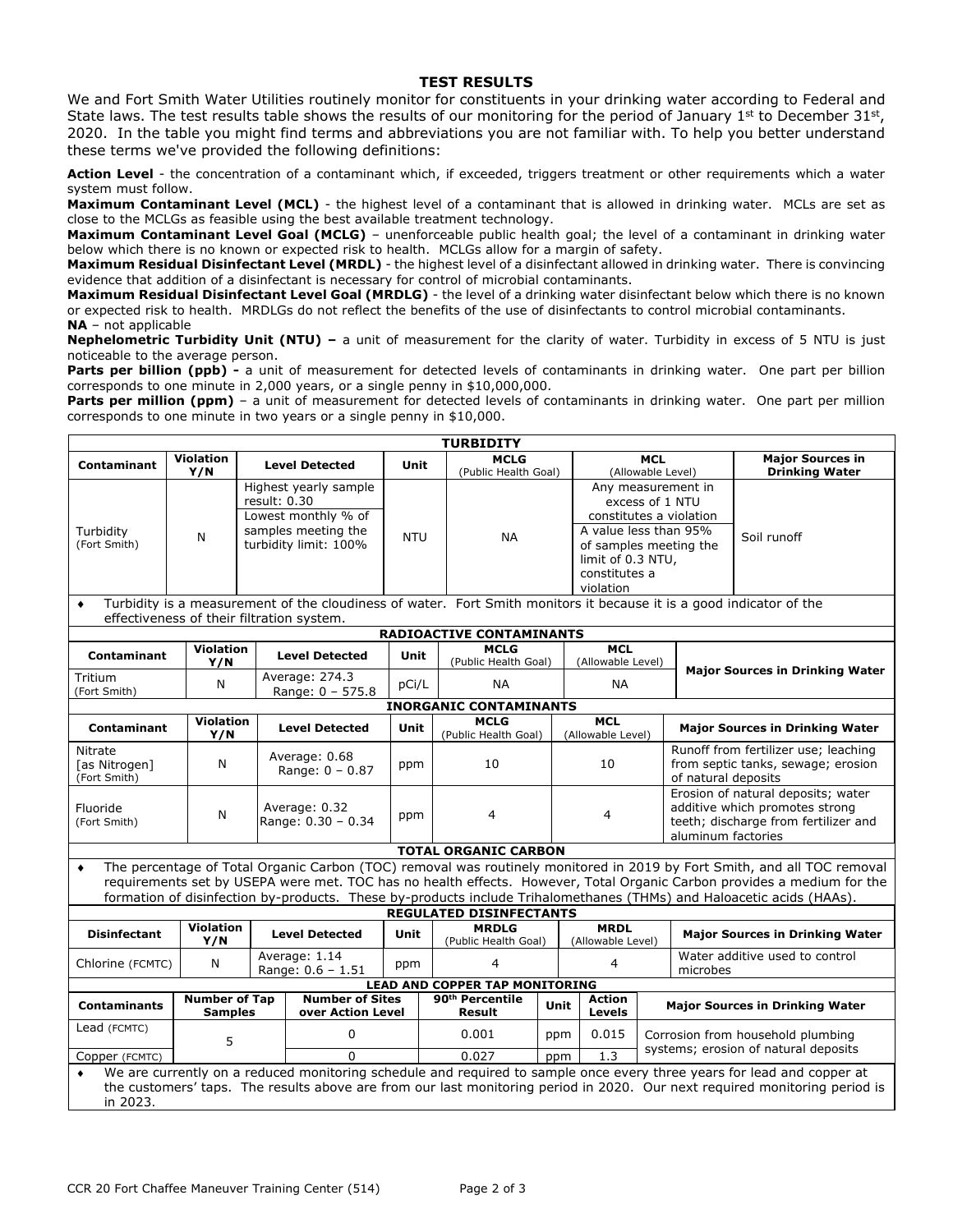## TEST RESULTS

We and Fort Smith Water Utilities routinely monitor for constituents in your drinking water according to Federal and State laws. The test results table shows the results of our monitoring for the period of January 1st to December 31st, 2020. In the table you might find terms and abbreviations you are not familiar with. To help you better understand these terms we've provided the following definitions:

**Action Level** - the concentration of a contaminant which, if exceeded, triggers treatment or other requirements which a water system must follow.

**Maximum Contaminant Level (MCL)** - the highest level of a contaminant that is allowed in drinking water. MCLs are set as close to the MCLGs as feasible using the best available treatment technology.

**Maximum Contaminant Level Goal (MCLG)** – unenforceable public health goal; the level of a contaminant in drinking water below which there is no known or expected risk to health. MCLGs allow for a margin of safety.

**Maximum Residual Disinfectant Level (MRDL)** - the highest level of a disinfectant allowed in drinking water. There is convincing evidence that addition of a disinfectant is necessary for control of microbial contaminants.

**Maximum Residual Disinfectant Level Goal (MRDLG)** - the level of a drinking water disinfectant below which there is no known or expected risk to health. MRDLGs do not reflect the benefits of the use of disinfectants to control microbial contaminants.

**NA** – not applicable

**Nephelometric Turbidity Unit (NTU) –** a unit of measurement for the clarity of water. Turbidity in excess of 5 NTU is just noticeable to the average person.

**Parts per billion (ppb) -** a unit of measurement for detected levels of contaminants in drinking water. One part per billion corresponds to one minute in 2,000 years, or a single penny in $10,000,000.

**Parts per million (ppm)** – a unit of measurement for detected levels of contaminants in drinking water. One part per million corresponds to one minute in two years or a single penny in $10,000.

**TURBIDITY**

| Contaminant | Violation Y/N | Level Detected | Unit | MCLG (Public Health Goal) | MCL (Allowable Level) | Major Sources in Drinking Water |
|---|---|---|---|---|---|---|
| Turbidity (Fort Smith) | N | Highest yearly sample result: 0.30<br>Lowest monthly % of samples meeting the turbidity limit: 100% | NTU | NA | Any measurement in excess of 1 NTU constitutes a violation<br>A value less than 95% of samples meeting the limit of 0.3 NTU, constitutes a violation | Soil runoff |

- Turbidity is a measurement of the cloudiness of water. Fort Smith monitors it because it is a good indicator of the effectiveness of their filtration system.

**RADIOACTIVE CONTAMINANTS**

| Contaminant | Violation Y/N | Level Detected | Unit | MCLG (Public Health Goal) | MCL (Allowable Level) | Major Sources in Drinking Water |
|---|---|---|---|---|---|---|
| Tritium (Fort Smith) | N | Average: 274.3<br>Range: 0 – 575.8 | pCi/L | NA | NA | |

**INORGANIC CONTAMINANTS**

| Contaminant | Violation Y/N | Level Detected | Unit | MCLG (Public Health Goal) | MCL (Allowable Level) | Major Sources in Drinking Water |
|---|---|---|---|---|---|---|
| Nitrate [as Nitrogen] (Fort Smith) | N | Average: 0.68<br>Range: 0 – 0.87 | ppm | 10 | 10 | Runoff from fertilizer use; leaching from septic tanks, sewage; erosion of natural deposits |
| Fluoride (Fort Smith) | N | Average: 0.32<br>Range: 0.30 – 0.34 | ppm | 4 | 4 | Erosion of natural deposits; water additive which promotes strong teeth; discharge from fertilizer and aluminum factories |

**TOTAL ORGANIC CARBON**

- The percentage of Total Organic Carbon (TOC) removal was routinely monitored in 2019 by Fort Smith, and all TOC removal requirements set by USEPA were met. TOC has no health effects. However, Total Organic Carbon provides a medium for the formation of disinfection by-products. These by-products include Trihalomethanes (THMs) and Haloacetic acids (HAAs).

**REGULATED DISINFECTANTS**

| Disinfectant | Violation Y/N | Level Detected | Unit | MRDLG (Public Health Goal) | MRDL (Allowable Level) | Major Sources in Drinking Water |
|---|---|---|---|---|---|---|
| Chlorine (FCMTC) | N | Average: 1.14<br>Range: 0.6 – 1.51 | ppm | 4 | 4 | Water additive used to control microbes |

**LEAD AND COPPER TAP MONITORING**

| Contaminants | Number of Tap Samples | Number of Sites over Action Level | 90th Percentile Result | Unit | Action Levels | Major Sources in Drinking Water |
|---|---|---|---|---|---|---|
| Lead (FCMTC) | 5 | 0 | 0.001 | ppm | 0.015 | Corrosion from household plumbing systems; erosion of natural deposits |
| Copper (FCMTC) | | 0 | 0.027 | ppm | 1.3 | |

- We are currently on a reduced monitoring schedule and required to sample once every three years for lead and copper at the customers' taps. The results above are from our last monitoring period in 2020. Our next required monitoring period is in 2023.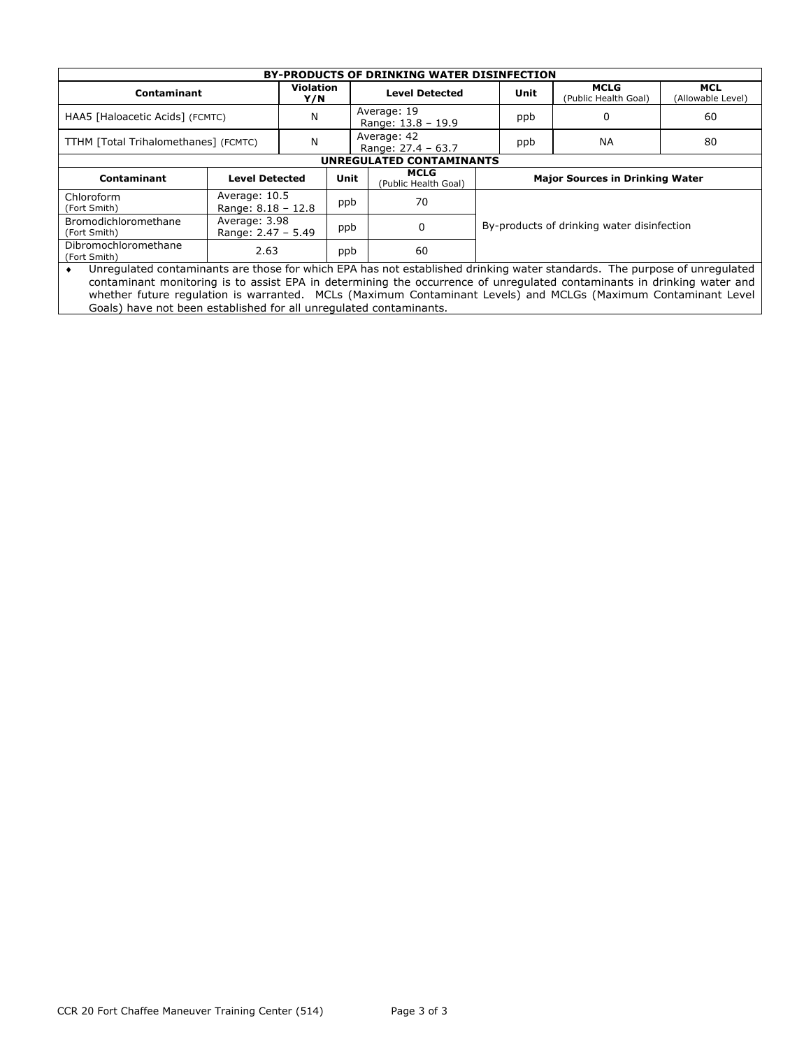| BY-PRODUCTS OF DRINKING WATER DISINFECTION | | | | | |
|---|---|---|---|---|---|
| **Contaminant** | **Violation Y/N** | **Level Detected** | **Unit** | **MCLG** (Public Health Goal) | **MCL** (Allowable Level) |
| HAA5 [Haloacetic Acids] (FCMTC) | N | Average: 19 Range: 13.8 – 19.9 | ppb | 0 | 60 |
| TTHM [Total Trihalomethanes] (FCMTC) | N | Average: 42 Range: 27.4 – 63.7 | ppb | NA | 80 |

| UNREGULATED CONTAMINANTS | | | | |
|---|---|---|---|---|
| **Contaminant** | **Level Detected** | **Unit** | **MCLG** (Public Health Goal) | **Major Sources in Drinking Water** |
| Chloroform (Fort Smith) | Average: 10.5 Range: 8.18 – 12.8 | ppb | 70 | By-products of drinking water disinfection |
| Bromodichloromethane (Fort Smith) | Average: 3.98 Range: 2.47 – 5.49 | ppb | 0 | |
| Dibromochloromethane (Fort Smith) | 2.63 | ppb | 60 | |

- Unregulated contaminants are those for which EPA has not established drinking water standards. The purpose of unregulated contaminant monitoring is to assist EPA in determining the occurrence of unregulated contaminants in drinking water and whether future regulation is warranted. MCLs (Maximum Contaminant Levels) and MCLGs (Maximum Contaminant Level Goals) have not been established for all unregulated contaminants.

CCR 20 Fort Chaffee Maneuver Training Center (514)